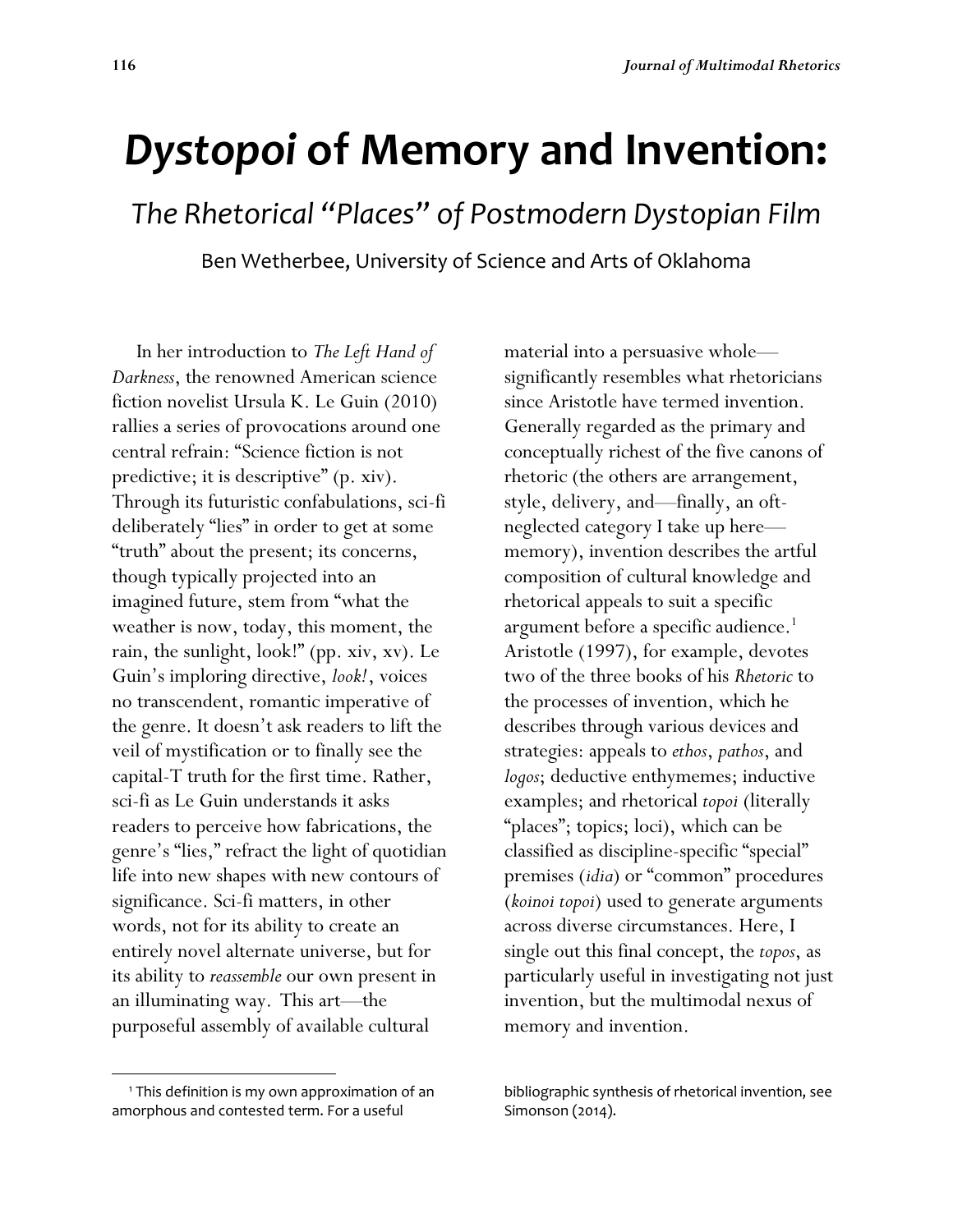# *Dystopoi* of Memory and Invention:

## *The Rhetorical "Places" of Postmodern Dystopian Film*

Ben Wetherbee, University of Science and Arts of Oklahoma

In her introduction to *The Left Hand of Darkness*, the renowned American science fiction novelist Ursula K. Le Guin (2010) rallies a series of provocations around one central refrain: "Science fiction is not predictive; it is descriptive" (p. xiv). Through its futuristic confabulations, sci-fi deliberately "lies" in order to get at some "truth" about the present; its concerns, though typically projected into an imagined future, stem from "what the weather is now, today, this moment, the rain, the sunlight, look!" (pp. xiv, xv). Le Guin's imploring directive, *look!*, voices no transcendent, romantic imperative of the genre. It doesn't ask readers to lift the veil of mystification or to finally see the capital-T truth for the first time. Rather, sci-fi as Le Guin understands it asks readers to perceive how fabrications, the genre's "lies," refract the light of quotidian life into new shapes with new contours of significance. Sci-fi matters, in other words, not for its ability to create an entirely novel alternate universe, but for its ability to *reassemble* our own present in an illuminating way. This art—the purposeful assembly of available cultural material into a persuasive whole—significantly resembles what rhetoricians since Aristotle have termed invention. Generally regarded as the primary and conceptually richest of the five canons of rhetoric (the others are arrangement, style, delivery, and—finally, an oft-neglected category I take up here—memory), invention describes the artful composition of cultural knowledge and rhetorical appeals to suit a specific argument before a specific audience.[1] Aristotle (1997), for example, devotes two of the three books of his *Rhetoric* to the processes of invention, which he describes through various devices and strategies: appeals to *ethos*, *pathos*, and *logos*; deductive enthymemes; inductive examples; and rhetorical *topoi* (literally "places"; topics; loci), which can be classified as discipline-specific "special" premises (*idia*) or "common" procedures (*koinoi topoi*) used to generate arguments across diverse circumstances. Here, I single out this final concept, the *topos*, as particularly useful in investigating not just invention, but the multimodal nexus of memory and invention.

---

[1] This definition is my own approximation of an amorphous and contested term. For a useful bibliographic synthesis of rhetorical invention, see Simonson (2014).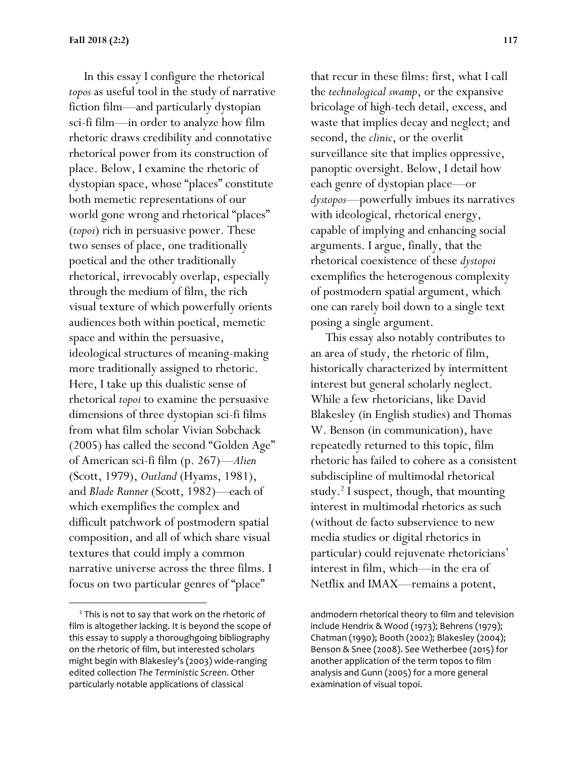In this essay I configure the rhetorical *topos* as useful tool in the study of narrative fiction film—and particularly dystopian sci-fi film—in order to analyze how film rhetoric draws credibility and connotative rhetorical power from its construction of place. Below, I examine the rhetoric of dystopian space, whose "places" constitute both memetic representations of our world gone wrong and rhetorical "places" (*topoi*) rich in persuasive power. These two senses of place, one traditionally poetical and the other traditionally rhetorical, irrevocably overlap, especially through the medium of film, the rich visual texture of which powerfully orients audiences both within poetical, memetic space and within the persuasive, ideological structures of meaning-making more traditionally assigned to rhetoric. Here, I take up this dualistic sense of rhetorical *topoi* to examine the persuasive dimensions of three dystopian sci-fi films from what film scholar Vivian Sobchack (2005) has called the second "Golden Age" of American sci-fi film (p. 267)—*Alien* (Scott, 1979), *Outland* (Hyams, 1981), and *Blade Runner* (Scott, 1982)—each of which exemplifies the complex and difficult patchwork of postmodern spatial composition, and all of which share visual textures that could imply a common narrative universe across the three films. I focus on two particular genres of "place" that recur in these films: first, what I call the *technological swamp*, or the expansive bricolage of high-tech detail, excess, and waste that implies decay and neglect; and second, the *clinic*, or the overlit surveillance site that implies oppressive, panoptic oversight. Below, I detail how each genre of dystopian place—or *dystopos*—powerfully imbues its narratives with ideological, rhetorical energy, capable of implying and enhancing social arguments. I argue, finally, that the rhetorical coexistence of these *dystopoi* exemplifies the heterogenous complexity of postmodern spatial argument, which one can rarely boil down to a single text posing a single argument.

This essay also notably contributes to an area of study, the rhetoric of film, historically characterized by intermittent interest but general scholarly neglect. While a few rhetoricians, like David Blakesley (in English studies) and Thomas W. Benson (in communication), have repeatedly returned to this topic, film rhetoric has failed to cohere as a consistent subdiscipline of multimodal rhetorical study.[2] I suspect, though, that mounting interest in multimodal rhetorics as such (without de facto subservience to new media studies or digital rhetorics in particular) could rejuvenate rhetoricians' interest in film, which—in the era of Netflix and IMAX—remains a potent,

[2] This is not to say that work on the rhetoric of film is altogether lacking. It is beyond the scope of this essay to supply a thoroughgoing bibliography on the rhetoric of film, but interested scholars might begin with Blakesley's (2003) wide-ranging edited collection *The Terministic Screen*. Other particularly notable applications of classical andmodern rhetorical theory to film and television include Hendrix & Wood (1973); Behrens (1979); Chatman (1990); Booth (2002); Blakesley (2004); Benson & Snee (2008). See Wetherbee (2015) for another application of the term topos to film analysis and Gunn (2005) for a more general examination of visual topoi.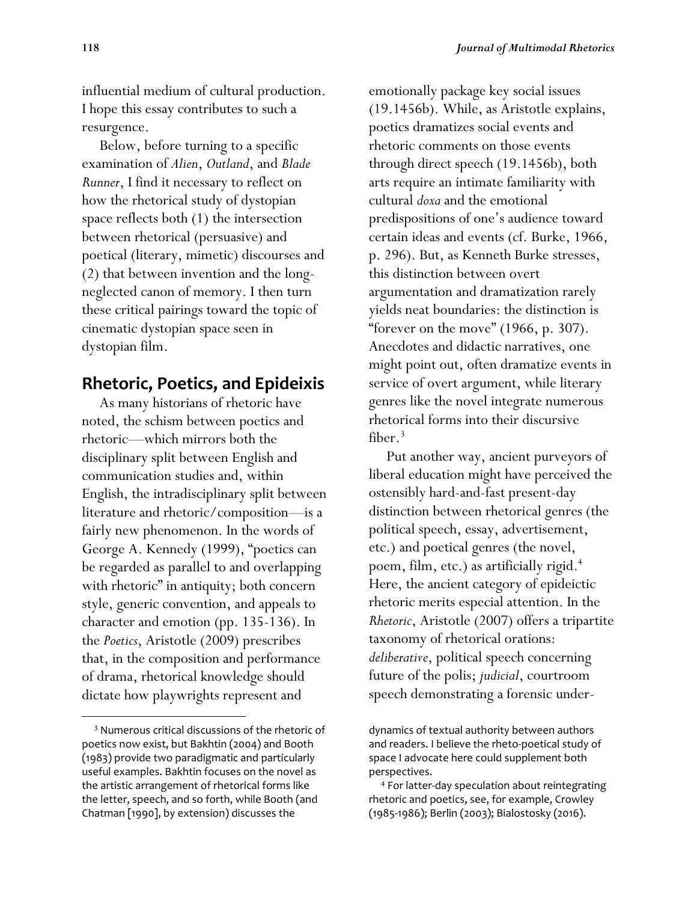influential medium of cultural production. I hope this essay contributes to such a resurgence.

Below, before turning to a specific examination of *Alien*, *Outland*, and *Blade Runner*, I find it necessary to reflect on how the rhetorical study of dystopian space reflects both (1) the intersection between rhetorical (persuasive) and poetical (literary, mimetic) discourses and (2) that between invention and the long-neglected canon of memory. I then turn these critical pairings toward the topic of cinematic dystopian space seen in dystopian film.

## Rhetoric, Poetics, and Epideixis

As many historians of rhetoric have noted, the schism between poetics and rhetoric—which mirrors both the disciplinary split between English and communication studies and, within English, the intradisciplinary split between literature and rhetoric/composition—is a fairly new phenomenon. In the words of George A. Kennedy (1999), "poetics can be regarded as parallel to and overlapping with rhetoric" in antiquity; both concern style, generic convention, and appeals to character and emotion (pp. 135-136). In the *Poetics*, Aristotle (2009) prescribes that, in the composition and performance of drama, rhetorical knowledge should dictate how playwrights represent and emotionally package key social issues (19.1456b). While, as Aristotle explains, poetics dramatizes social events and rhetoric comments on those events through direct speech (19.1456b), both arts require an intimate familiarity with cultural *doxa* and the emotional predispositions of one's audience toward certain ideas and events (cf. Burke, 1966, p. 296). But, as Kenneth Burke stresses, this distinction between overt argumentation and dramatization rarely yields neat boundaries: the distinction is "forever on the move" (1966, p. 307). Anecdotes and didactic narratives, one might point out, often dramatize events in service of overt argument, while literary genres like the novel integrate numerous rhetorical forms into their discursive fiber.[3]

Put another way, ancient purveyors of liberal education might have perceived the ostensibly hard-and-fast present-day distinction between rhetorical genres (the political speech, essay, advertisement, etc.) and poetical genres (the novel, poem, film, etc.) as artificially rigid.[4] Here, the ancient category of epideictic rhetoric merits especial attention. In the *Rhetoric*, Aristotle (2007) offers a tripartite taxonomy of rhetorical orations: *deliberative*, political speech concerning future of the polis; *judicial*, courtroom speech demonstrating a forensic under-

---

[3] Numerous critical discussions of the rhetoric of poetics now exist, but Bakhtin (2004) and Booth (1983) provide two paradigmatic and particularly useful examples. Bakhtin focuses on the novel as the artistic arrangement of rhetorical forms like the letter, speech, and so forth, while Booth (and Chatman [1990], by extension) discusses the dynamics of textual authority between authors and readers. I believe the rheto-poetical study of space I advocate here could supplement both perspectives.

[4] For latter-day speculation about reintegrating rhetoric and poetics, see, for example, Crowley (1985-1986); Berlin (2003); Bialostosky (2016).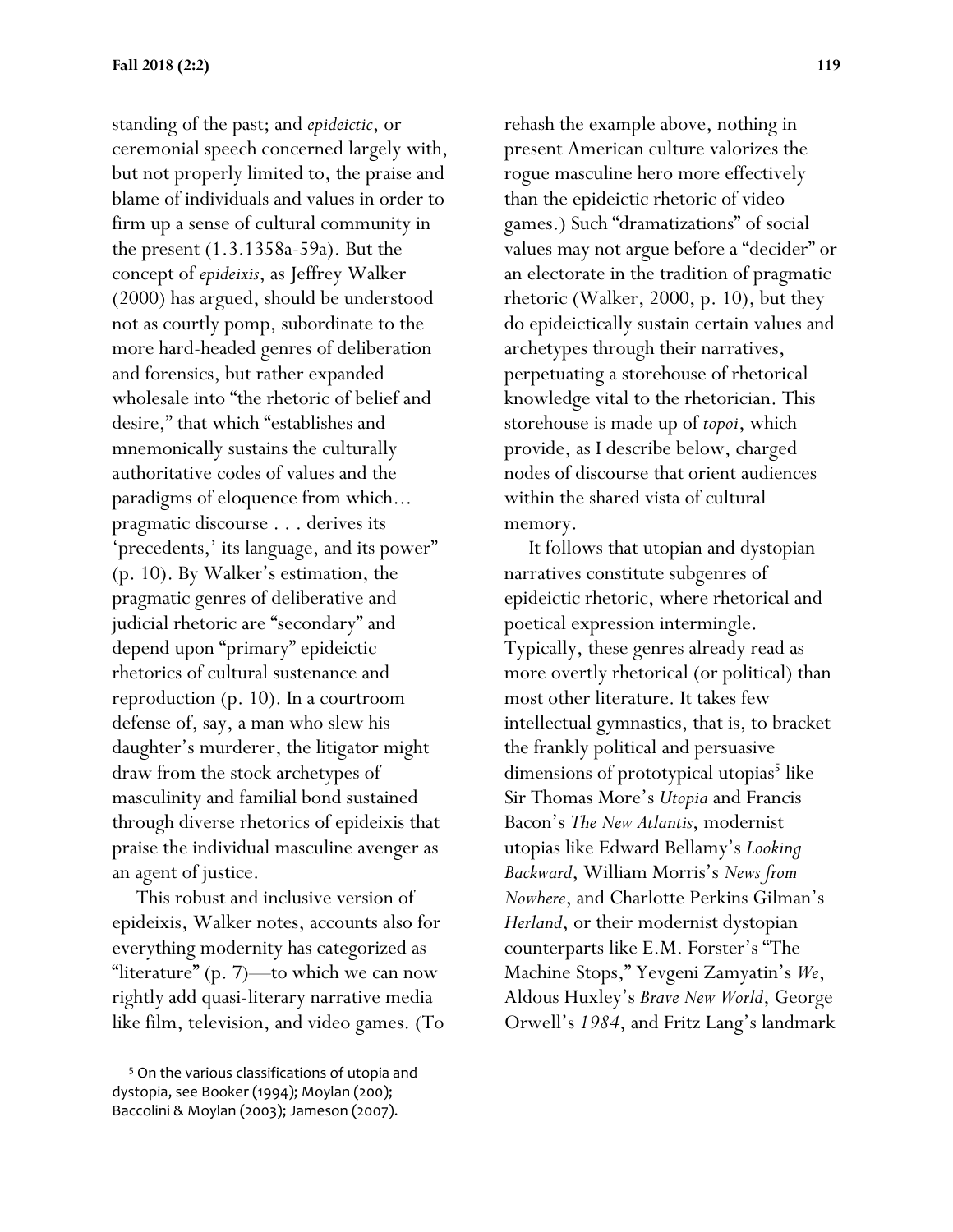standing of the past; and *epideictic*, or ceremonial speech concerned largely with, but not properly limited to, the praise and blame of individuals and values in order to firm up a sense of cultural community in the present (1.3.1358a-59a). But the concept of *epideixis*, as Jeffrey Walker (2000) has argued, should be understood not as courtly pomp, subordinate to the more hard-headed genres of deliberation and forensics, but rather expanded wholesale into "the rhetoric of belief and desire," that which "establishes and mnemonically sustains the culturally authoritative codes of values and the paradigms of eloquence from which… pragmatic discourse . . . derives its 'precedents,' its language, and its power" (p. 10). By Walker's estimation, the pragmatic genres of deliberative and judicial rhetoric are "secondary" and depend upon "primary" epideictic rhetorics of cultural sustenance and reproduction (p. 10). In a courtroom defense of, say, a man who slew his daughter's murderer, the litigator might draw from the stock archetypes of masculinity and familial bond sustained through diverse rhetorics of epideixis that praise the individual masculine avenger as an agent of justice.

This robust and inclusive version of epideixis, Walker notes, accounts also for everything modernity has categorized as "literature" (p. 7)—to which we can now rightly add quasi-literary narrative media like film, television, and video games. (To rehash the example above, nothing in present American culture valorizes the rogue masculine hero more effectively than the epideictic rhetoric of video games.) Such "dramatizations" of social values may not argue before a "decider" or an electorate in the tradition of pragmatic rhetoric (Walker, 2000, p. 10), but they do epideictically sustain certain values and archetypes through their narratives, perpetuating a storehouse of rhetorical knowledge vital to the rhetorician. This storehouse is made up of *topoi*, which provide, as I describe below, charged nodes of discourse that orient audiences within the shared vista of cultural memory.

It follows that utopian and dystopian narratives constitute subgenres of epideictic rhetoric, where rhetorical and poetical expression intermingle. Typically, these genres already read as more overtly rhetorical (or political) than most other literature. It takes few intellectual gymnastics, that is, to bracket the frankly political and persuasive dimensions of prototypical utopias[5] like Sir Thomas More's *Utopia* and Francis Bacon's *The New Atlantis*, modernist utopias like Edward Bellamy's *Looking Backward*, William Morris's *News from Nowhere*, and Charlotte Perkins Gilman's *Herland*, or their modernist dystopian counterparts like E.M. Forster's "The Machine Stops," Yevgeni Zamyatin's *We*, Aldous Huxley's *Brave New World*, George Orwell's *1984*, and Fritz Lang's landmark

[5] On the various classifications of utopia and dystopia, see Booker (1994); Moylan (200); Baccolini & Moylan (2003); Jameson (2007).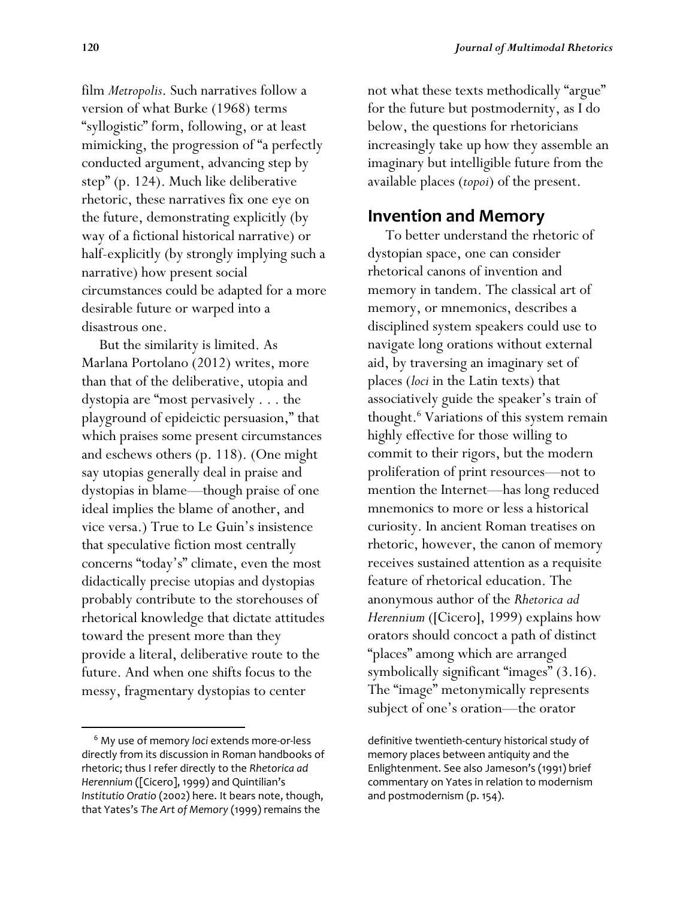film *Metropolis*. Such narratives follow a version of what Burke (1968) terms "syllogistic" form, following, or at least mimicking, the progression of "a perfectly conducted argument, advancing step by step" (p. 124). Much like deliberative rhetoric, these narratives fix one eye on the future, demonstrating explicitly (by way of a fictional historical narrative) or half-explicitly (by strongly implying such a narrative) how present social circumstances could be adapted for a more desirable future or warped into a disastrous one.

But the similarity is limited. As Marlana Portolano (2012) writes, more than that of the deliberative, utopia and dystopia are "most pervasively . . . the playground of epideictic persuasion," that which praises some present circumstances and eschews others (p. 118). (One might say utopias generally deal in praise and dystopias in blame—though praise of one ideal implies the blame of another, and vice versa.) True to Le Guin's insistence that speculative fiction most centrally concerns "today's" climate, even the most didactically precise utopias and dystopias probably contribute to the storehouses of rhetorical knowledge that dictate attitudes toward the present more than they provide a literal, deliberative route to the future. And when one shifts focus to the messy, fragmentary dystopias to center not what these texts methodically "argue" for the future but postmodernity, as I do below, the questions for rhetoricians increasingly take up how they assemble an imaginary but intelligible future from the available places (*topoi*) of the present.

## Invention and Memory

To better understand the rhetoric of dystopian space, one can consider rhetorical canons of invention and memory in tandem. The classical art of memory, or mnemonics, describes a disciplined system speakers could use to navigate long orations without external aid, by traversing an imaginary set of places (*loci* in the Latin texts) that associatively guide the speaker's train of thought.[6] Variations of this system remain highly effective for those willing to commit to their rigors, but the modern proliferation of print resources—not to mention the Internet—has long reduced mnemonics to more or less a historical curiosity. In ancient Roman treatises on rhetoric, however, the canon of memory receives sustained attention as a requisite feature of rhetorical education. The anonymous author of the *Rhetorica ad Herennium* ([Cicero], 1999) explains how orators should concoct a path of distinct "places" among which are arranged symbolically significant "images" (3.16). The "image" metonymically represents subject of one's oration—the orator

[6] My use of memory *loci* extends more-or-less directly from its discussion in Roman handbooks of rhetoric; thus I refer directly to the *Rhetorica ad Herennium* ([Cicero], 1999) and Quintilian's *Institutio Oratio* (2002) here. It bears note, though, that Yates's *The Art of Memory* (1999) remains the definitive twentieth-century historical study of memory places between antiquity and the Enlightenment. See also Jameson's (1991) brief commentary on Yates in relation to modernism and postmodernism (p. 154).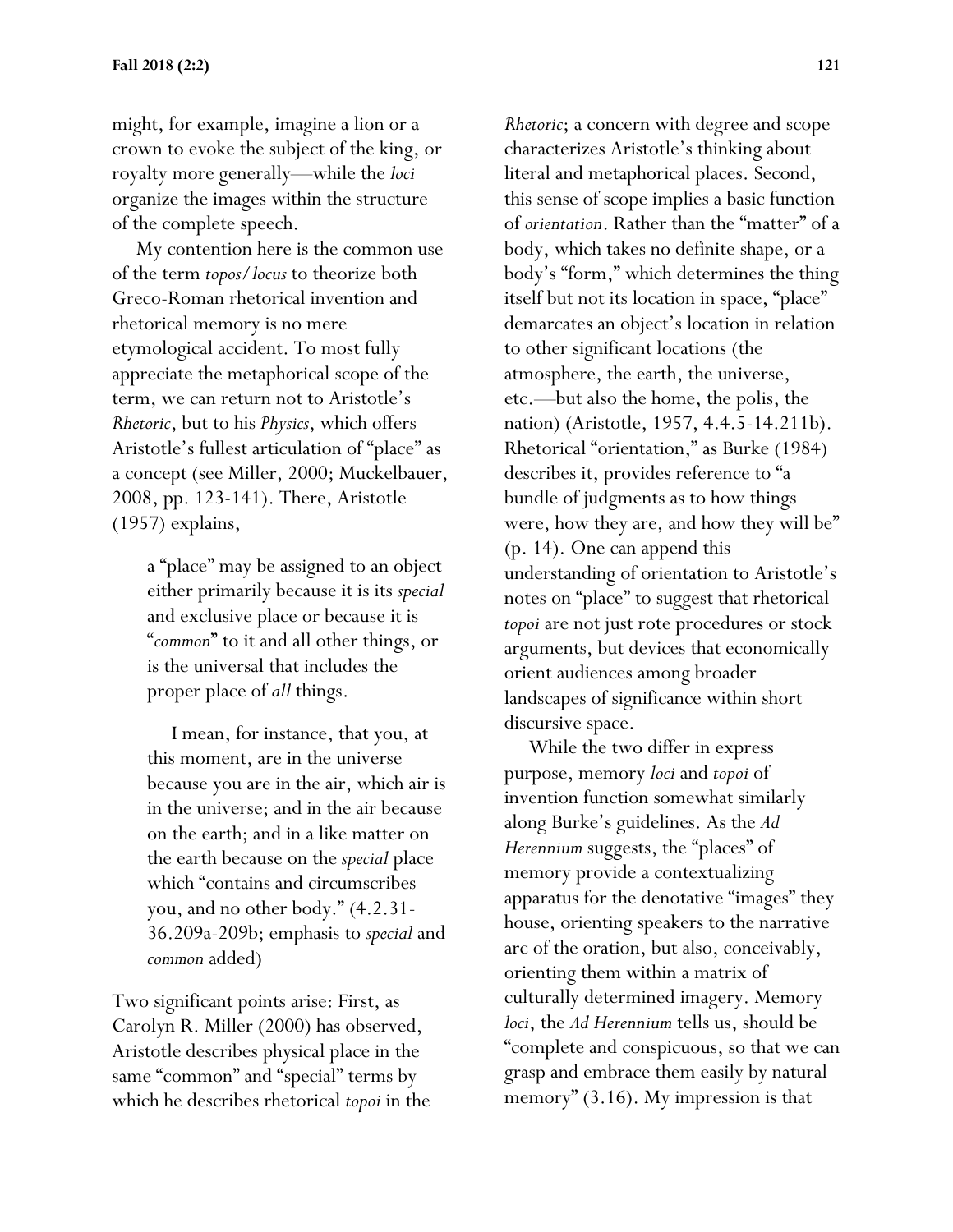might, for example, imagine a lion or a crown to evoke the subject of the king, or royalty more generally—while the *loci* organize the images within the structure of the complete speech.

My contention here is the common use of the term *topos/locus* to theorize both Greco-Roman rhetorical invention and rhetorical memory is no mere etymological accident. To most fully appreciate the metaphorical scope of the term, we can return not to Aristotle's *Rhetoric*, but to his *Physics*, which offers Aristotle's fullest articulation of "place" as a concept (see Miller, 2000; Muckelbauer, 2008, pp. 123-141). There, Aristotle (1957) explains,

> a "place" may be assigned to an object either primarily because it is its *special* and exclusive place or because it is "*common*" to it and all other things, or is the universal that includes the proper place of *all* things.
>
> I mean, for instance, that you, at this moment, are in the universe because you are in the air, which air is in the universe; and in the air because on the earth; and in a like matter on the earth because on the *special* place which "contains and circumscribes you, and no other body." (4.2.31-36.209a-209b; emphasis to *special* and *common* added)

Two significant points arise: First, as Carolyn R. Miller (2000) has observed, Aristotle describes physical place in the same "common" and "special" terms by which he describes rhetorical *topoi* in the *Rhetoric*; a concern with degree and scope characterizes Aristotle's thinking about literal and metaphorical places. Second, this sense of scope implies a basic function of *orientation*. Rather than the "matter" of a body, which takes no definite shape, or a body's "form," which determines the thing itself but not its location in space, "place" demarcates an object's location in relation to other significant locations (the atmosphere, the earth, the universe, etc.—but also the home, the polis, the nation) (Aristotle, 1957, 4.4.5-14.211b). Rhetorical "orientation," as Burke (1984) describes it, provides reference to "a bundle of judgments as to how things were, how they are, and how they will be" (p. 14). One can append this understanding of orientation to Aristotle's notes on "place" to suggest that rhetorical *topoi* are not just rote procedures or stock arguments, but devices that economically orient audiences among broader landscapes of significance within short discursive space.

While the two differ in express purpose, memory *loci* and *topoi* of invention function somewhat similarly along Burke's guidelines. As the *Ad Herennium* suggests, the "places" of memory provide a contextualizing apparatus for the denotative "images" they house, orienting speakers to the narrative arc of the oration, but also, conceivably, orienting them within a matrix of culturally determined imagery. Memory *loci*, the *Ad Herennium* tells us, should be "complete and conspicuous, so that we can grasp and embrace them easily by natural memory" (3.16). My impression is that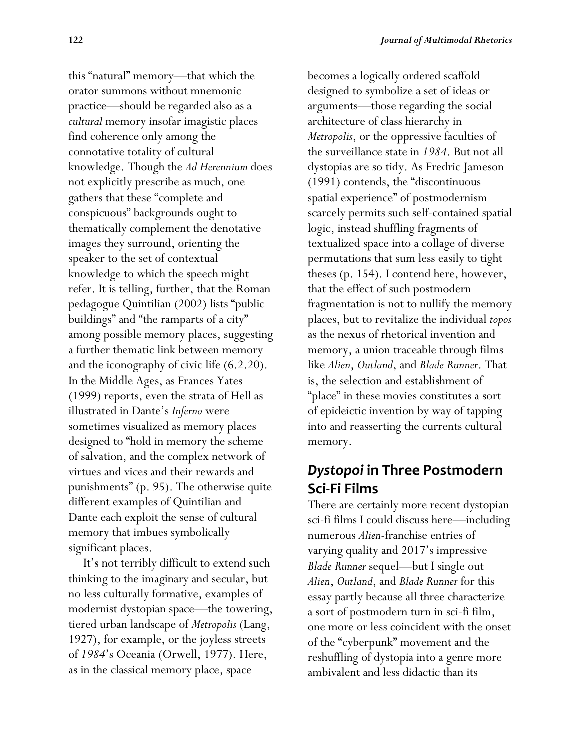this "natural" memory—that which the orator summons without mnemonic practice—should be regarded also as a *cultural* memory insofar imagistic places find coherence only among the connotative totality of cultural knowledge. Though the *Ad Herennium* does not explicitly prescribe as much, one gathers that these "complete and conspicuous" backgrounds ought to thematically complement the denotative images they surround, orienting the speaker to the set of contextual knowledge to which the speech might refer. It is telling, further, that the Roman pedagogue Quintilian (2002) lists "public buildings" and "the ramparts of a city" among possible memory places, suggesting a further thematic link between memory and the iconography of civic life (6.2.20). In the Middle Ages, as Frances Yates (1999) reports, even the strata of Hell as illustrated in Dante's *Inferno* were sometimes visualized as memory places designed to "hold in memory the scheme of salvation, and the complex network of virtues and vices and their rewards and punishments" (p. 95). The otherwise quite different examples of Quintilian and Dante each exploit the sense of cultural memory that imbues symbolically significant places.

It's not terribly difficult to extend such thinking to the imaginary and secular, but no less culturally formative, examples of modernist dystopian space—the towering, tiered urban landscape of *Metropolis* (Lang, 1927), for example, or the joyless streets of *1984*'s Oceania (Orwell, 1977). Here, as in the classical memory place, space becomes a logically ordered scaffold designed to symbolize a set of ideas or arguments—those regarding the social architecture of class hierarchy in *Metropolis*, or the oppressive faculties of the surveillance state in *1984*. But not all dystopias are so tidy. As Fredric Jameson (1991) contends, the "discontinuous spatial experience" of postmodernism scarcely permits such self-contained spatial logic, instead shuffling fragments of textualized space into a collage of diverse permutations that sum less easily to tight theses (p. 154). I contend here, however, that the effect of such postmodern fragmentation is not to nullify the memory places, but to revitalize the individual *topos* as the nexus of rhetorical invention and memory, a union traceable through films like *Alien*, *Outland*, and *Blade Runner*. That is, the selection and establishment of "place" in these movies constitutes a sort of epideictic invention by way of tapping into and reasserting the currents cultural memory.

## *Dystopoi* in Three Postmodern Sci-Fi Films

There are certainly more recent dystopian sci-fi films I could discuss here—including numerous *Alien*-franchise entries of varying quality and 2017's impressive *Blade Runner* sequel—but I single out *Alien*, *Outland*, and *Blade Runner* for this essay partly because all three characterize a sort of postmodern turn in sci-fi film, one more or less coincident with the onset of the "cyberpunk" movement and the reshuffling of dystopia into a genre more ambivalent and less didactic than its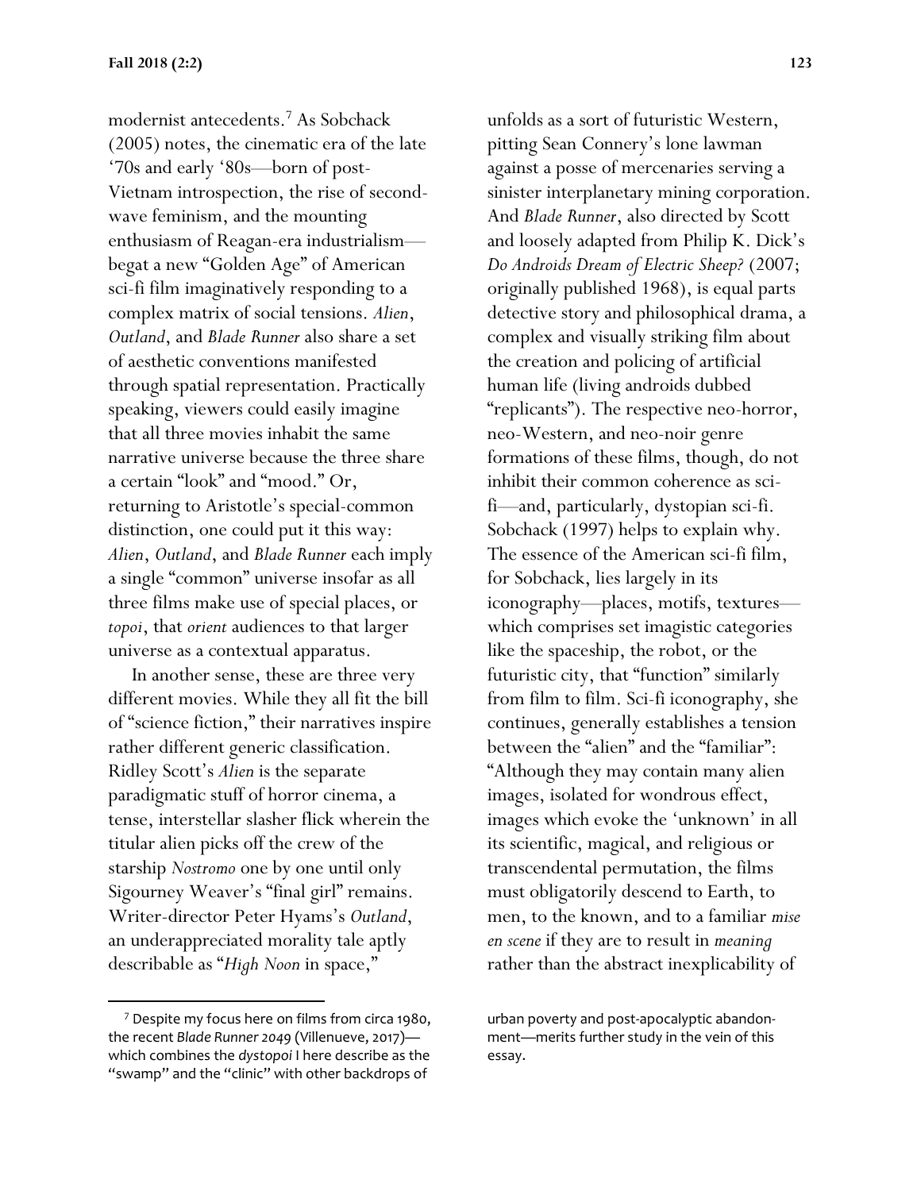modernist antecedents.[7] As Sobchack (2005) notes, the cinematic era of the late '70s and early '80s—born of post-Vietnam introspection, the rise of second-wave feminism, and the mounting enthusiasm of Reagan-era industrialism—begat a new "Golden Age" of American sci-fi film imaginatively responding to a complex matrix of social tensions. *Alien*, *Outland*, and *Blade Runner* also share a set of aesthetic conventions manifested through spatial representation. Practically speaking, viewers could easily imagine that all three movies inhabit the same narrative universe because the three share a certain "look" and "mood." Or, returning to Aristotle's special-common distinction, one could put it this way: *Alien*, *Outland*, and *Blade Runner* each imply a single "common" universe insofar as all three films make use of special places, or *topoi*, that *orient* audiences to that larger universe as a contextual apparatus.

In another sense, these are three very different movies. While they all fit the bill of "science fiction," their narratives inspire rather different generic classification. Ridley Scott's *Alien* is the separate paradigmatic stuff of horror cinema, a tense, interstellar slasher flick wherein the titular alien picks off the crew of the starship *Nostromo* one by one until only Sigourney Weaver's "final girl" remains. Writer-director Peter Hyams's *Outland*, an underappreciated morality tale aptly describable as "*High Noon* in space," unfolds as a sort of futuristic Western, pitting Sean Connery's lone lawman against a posse of mercenaries serving a sinister interplanetary mining corporation. And *Blade Runner*, also directed by Scott and loosely adapted from Philip K. Dick's *Do Androids Dream of Electric Sheep?* (2007; originally published 1968), is equal parts detective story and philosophical drama, a complex and visually striking film about the creation and policing of artificial human life (living androids dubbed "replicants"). The respective neo-horror, neo-Western, and neo-noir genre formations of these films, though, do not inhibit their common coherence as sci-fi—and, particularly, dystopian sci-fi. Sobchack (1997) helps to explain why. The essence of the American sci-fi film, for Sobchack, lies largely in its iconography—places, motifs, textures—which comprises set imagistic categories like the spaceship, the robot, or the futuristic city, that "function" similarly from film to film. Sci-fi iconography, she continues, generally establishes a tension between the "alien" and the "familiar": "Although they may contain many alien images, isolated for wondrous effect, images which evoke the 'unknown' in all its scientific, magical, and religious or transcendental permutation, the films must obligatorily descend to Earth, to men, to the known, and to a familiar *mise en scene* if they are to result in *meaning* rather than the abstract inexplicability of

---

[7] Despite my focus here on films from circa 1980, the recent *Blade Runner 2049* (Villenueve, 2017)—which combines the *dystopoi* I here describe as the "swamp" and the "clinic" with other backdrops of urban poverty and post-apocalyptic abandonment—merits further study in the vein of this essay.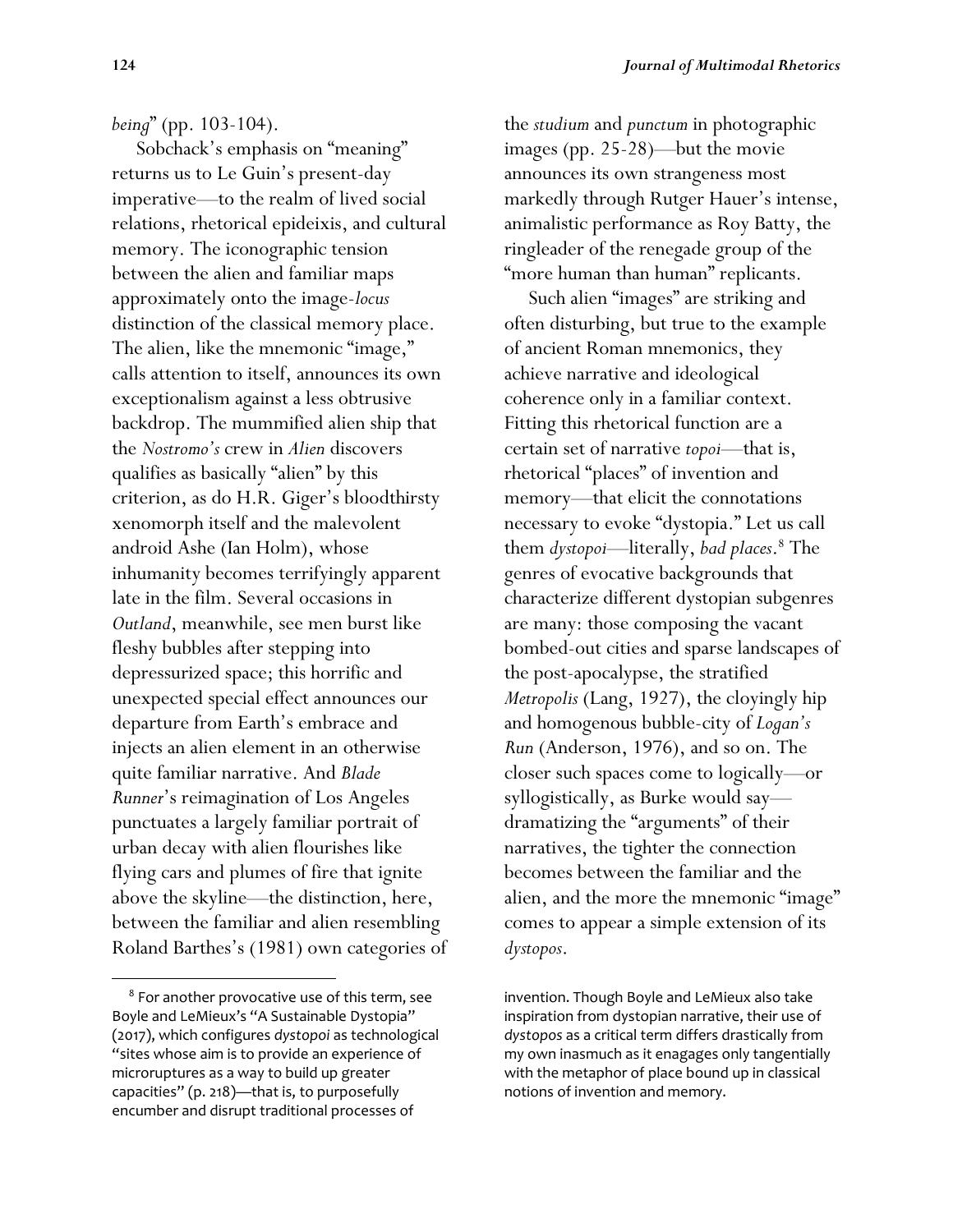*being*" (pp. 103-104).

Sobchack's emphasis on "meaning" returns us to Le Guin's present-day imperative—to the realm of lived social relations, rhetorical epideixis, and cultural memory. The iconographic tension between the alien and familiar maps approximately onto the image-*locus* distinction of the classical memory place. The alien, like the mnemonic "image," calls attention to itself, announces its own exceptionalism against a less obtrusive backdrop. The mummified alien ship that the *Nostromo's* crew in *Alien* discovers qualifies as basically "alien" by this criterion, as do H.R. Giger's bloodthirsty xenomorph itself and the malevolent android Ashe (Ian Holm), whose inhumanity becomes terrifyingly apparent late in the film. Several occasions in *Outland*, meanwhile, see men burst like fleshy bubbles after stepping into depressurized space; this horrific and unexpected special effect announces our departure from Earth's embrace and injects an alien element in an otherwise quite familiar narrative. And *Blade Runner*'s reimagination of Los Angeles punctuates a largely familiar portrait of urban decay with alien flourishes like flying cars and plumes of fire that ignite above the skyline—the distinction, here, between the familiar and alien resembling Roland Barthes's (1981) own categories of the *studium* and *punctum* in photographic images (pp. 25-28)—but the movie announces its own strangeness most markedly through Rutger Hauer's intense, animalistic performance as Roy Batty, the ringleader of the renegade group of the "more human than human" replicants.

Such alien "images" are striking and often disturbing, but true to the example of ancient Roman mnemonics, they achieve narrative and ideological coherence only in a familiar context. Fitting this rhetorical function are a certain set of narrative *topoi*—that is, rhetorical "places" of invention and memory—that elicit the connotations necessary to evoke "dystopia." Let us call them *dystopoi*—literally, *bad places*.[8] The genres of evocative backgrounds that characterize different dystopian subgenres are many: those composing the vacant bombed-out cities and sparse landscapes of the post-apocalypse, the stratified *Metropolis* (Lang, 1927), the cloyingly hip and homogenous bubble-city of *Logan's Run* (Anderson, 1976), and so on. The closer such spaces come to logically—or syllogistically, as Burke would say—dramatizing the "arguments" of their narratives, the tighter the connection becomes between the familiar and the alien, and the more the mnemonic "image" comes to appear a simple extension of its *dystopos*.

---

[8] For another provocative use of this term, see Boyle and LeMieux's "A Sustainable Dystopia" (2017), which configures *dystopoi* as technological "sites whose aim is to provide an experience of microruptures as a way to build up greater capacities" (p. 218)—that is, to purposefully encumber and disrupt traditional processes of invention. Though Boyle and LeMieux also take inspiration from dystopian narrative, their use of *dystopos* as a critical term differs drastically from my own inasmuch as it enagages only tangentially with the metaphor of place bound up in classical notions of invention and memory.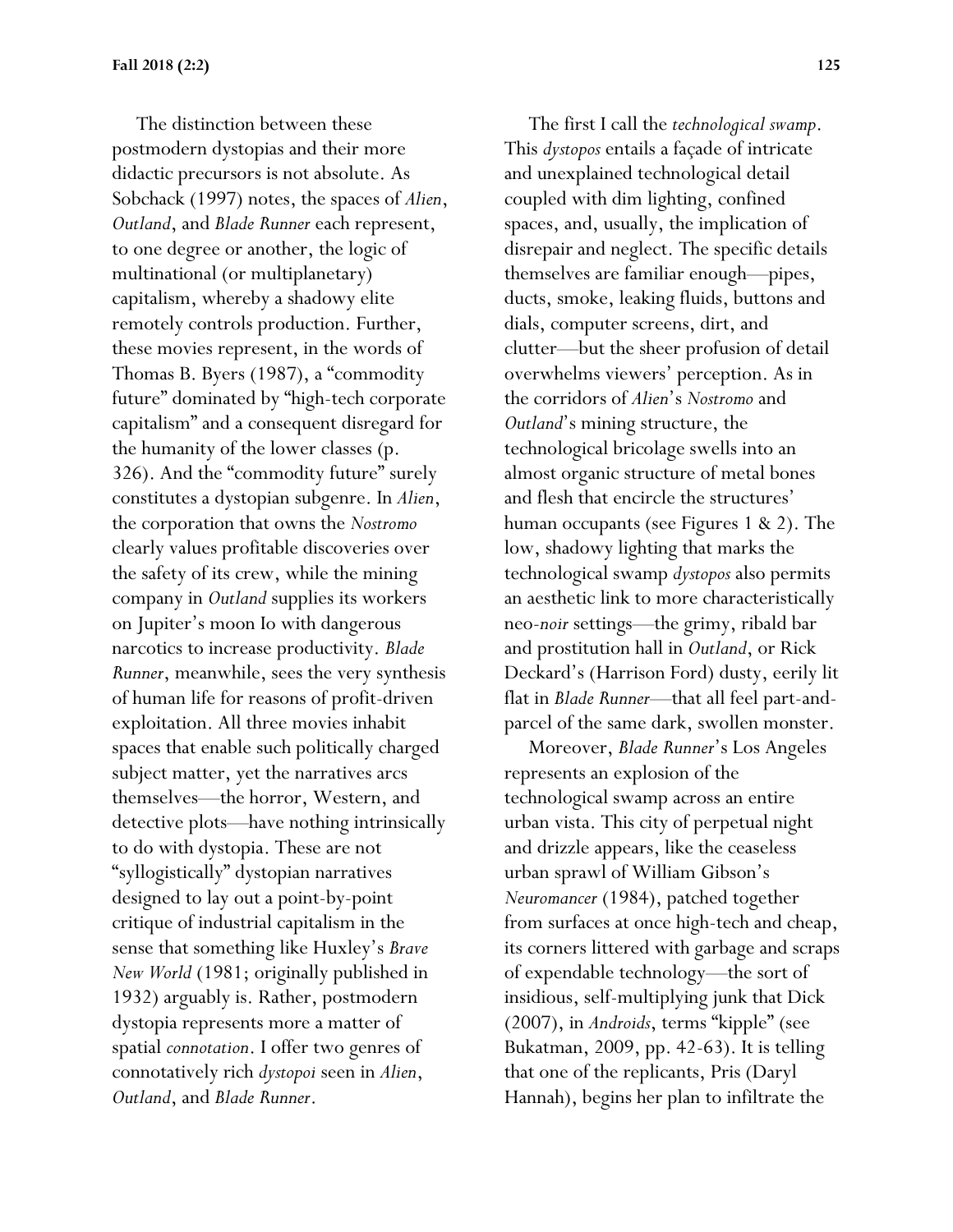The distinction between these postmodern dystopias and their more didactic precursors is not absolute. As Sobchack (1997) notes, the spaces of *Alien*, *Outland*, and *Blade Runner* each represent, to one degree or another, the logic of multinational (or multiplanetary) capitalism, whereby a shadowy elite remotely controls production. Further, these movies represent, in the words of Thomas B. Byers (1987), a "commodity future" dominated by "high-tech corporate capitalism" and a consequent disregard for the humanity of the lower classes (p. 326). And the "commodity future" surely constitutes a dystopian subgenre. In *Alien*, the corporation that owns the *Nostromo* clearly values profitable discoveries over the safety of its crew, while the mining company in *Outland* supplies its workers on Jupiter's moon Io with dangerous narcotics to increase productivity. *Blade Runner*, meanwhile, sees the very synthesis of human life for reasons of profit-driven exploitation. All three movies inhabit spaces that enable such politically charged subject matter, yet the narratives arcs themselves—the horror, Western, and detective plots—have nothing intrinsically to do with dystopia. These are not "syllogistically" dystopian narratives designed to lay out a point-by-point critique of industrial capitalism in the sense that something like Huxley's *Brave New World* (1981; originally published in 1932) arguably is. Rather, postmodern dystopia represents more a matter of spatial *connotation*. I offer two genres of connotatively rich *dystopoi* seen in *Alien*, *Outland*, and *Blade Runner*.

The first I call the *technological swamp*. This *dystopos* entails a façade of intricate and unexplained technological detail coupled with dim lighting, confined spaces, and, usually, the implication of disrepair and neglect. The specific details themselves are familiar enough—pipes, ducts, smoke, leaking fluids, buttons and dials, computer screens, dirt, and clutter—but the sheer profusion of detail overwhelms viewers' perception. As in the corridors of *Alien*'s *Nostromo* and *Outland*'s mining structure, the technological bricolage swells into an almost organic structure of metal bones and flesh that encircle the structures' human occupants (see Figures 1 & 2). The low, shadowy lighting that marks the technological swamp *dystopos* also permits an aesthetic link to more characteristically neo-*noir* settings—the grimy, ribald bar and prostitution hall in *Outland*, or Rick Deckard's (Harrison Ford) dusty, eerily lit flat in *Blade Runner*—that all feel part-and-parcel of the same dark, swollen monster.

Moreover, *Blade Runner*'s Los Angeles represents an explosion of the technological swamp across an entire urban vista. This city of perpetual night and drizzle appears, like the ceaseless urban sprawl of William Gibson's *Neuromancer* (1984), patched together from surfaces at once high-tech and cheap, its corners littered with garbage and scraps of expendable technology—the sort of insidious, self-multiplying junk that Dick (2007), in *Androids*, terms "kipple" (see Bukatman, 2009, pp. 42-63). It is telling that one of the replicants, Pris (Daryl Hannah), begins her plan to infiltrate the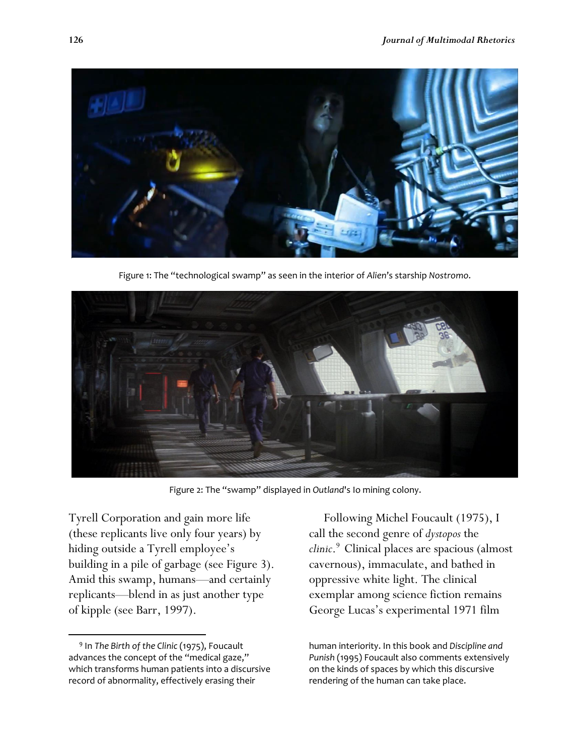Figure 1: The "technological swamp" as seen in the interior of *Alien*'s starship *Nostromo*.

Figure 2: The "swamp" displayed in *Outland*'s Io mining colony.

Tyrell Corporation and gain more life (these replicants live only four years) by hiding outside a Tyrell employee's building in a pile of garbage (see Figure 3). Amid this swamp, humans—and certainly replicants—blend in as just another type of kipple (see Barr, 1997).

Following Michel Foucault (1975), I call the second genre of *dystopos* the *clinic*.[9] Clinical places are spacious (almost cavernous), immaculate, and bathed in oppressive white light. The clinical exemplar among science fiction remains George Lucas's experimental 1971 film

[9] In *The Birth of the Clinic* (1975), Foucault advances the concept of the "medical gaze," which transforms human patients into a discursive record of abnormality, effectively erasing their human interiority. In this book and *Discipline and Punish* (1995) Foucault also comments extensively on the kinds of spaces by which this discursive rendering of the human can take place.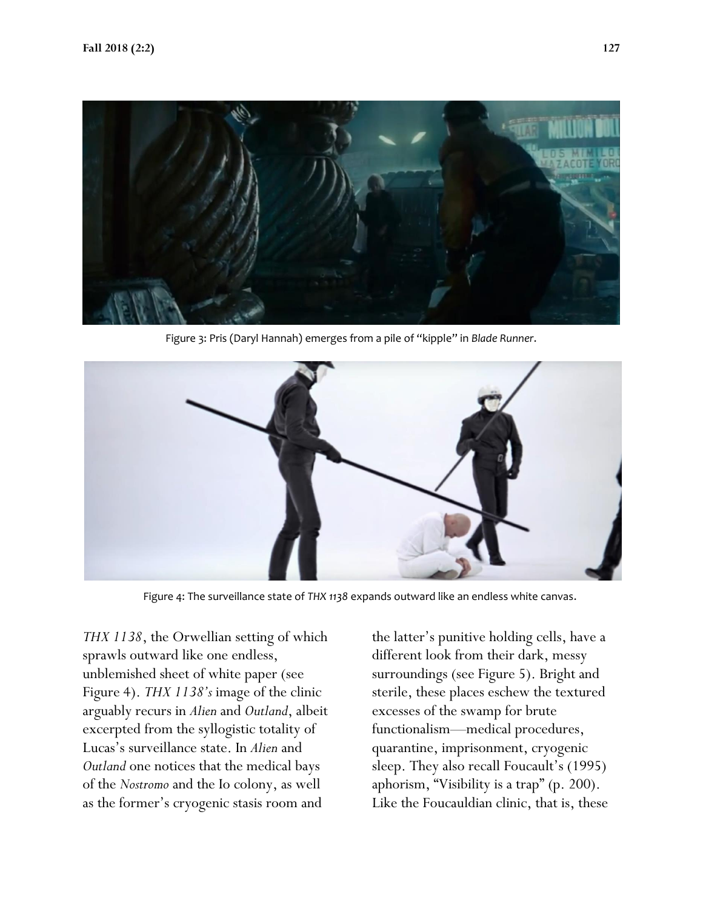Figure 3: Pris (Daryl Hannah) emerges from a pile of "kipple" in *Blade Runner*.

Figure 4: The surveillance state of *THX 1138* expands outward like an endless white canvas.

*THX 1138*, the Orwellian setting of which sprawls outward like one endless, unblemished sheet of white paper (see Figure 4). *THX 1138's* image of the clinic arguably recurs in *Alien* and *Outland*, albeit excerpted from the syllogistic totality of Lucas's surveillance state. In *Alien* and *Outland* one notices that the medical bays of the *Nostromo* and the Io colony, as well as the former's cryogenic stasis room and the latter's punitive holding cells, have a different look from their dark, messy surroundings (see Figure 5). Bright and sterile, these places eschew the textured excesses of the swamp for brute functionalism—medical procedures, quarantine, imprisonment, cryogenic sleep. They also recall Foucault's (1995) aphorism, "Visibility is a trap" (p. 200). Like the Foucauldian clinic, that is, these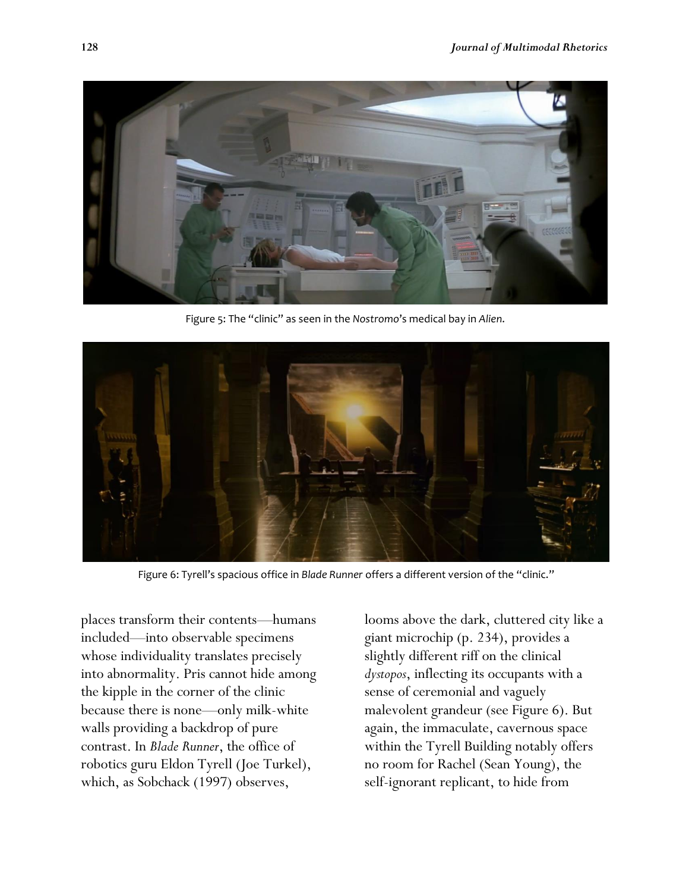Figure 5: The "clinic" as seen in the *Nostromo*'s medical bay in *Alien.*

Figure 6: Tyrell's spacious office in *Blade Runner* offers a different version of the "clinic."

places transform their contents—humans included—into observable specimens whose individuality translates precisely into abnormality. Pris cannot hide among the kipple in the corner of the clinic because there is none—only milk-white walls providing a backdrop of pure contrast. In *Blade Runner*, the office of robotics guru Eldon Tyrell (Joe Turkel), which, as Sobchack (1997) observes, looms above the dark, cluttered city like a giant microchip (p. 234), provides a slightly different riff on the clinical *dystopos*, inflecting its occupants with a sense of ceremonial and vaguely malevolent grandeur (see Figure 6). But again, the immaculate, cavernous space within the Tyrell Building notably offers no room for Rachel (Sean Young), the self-ignorant replicant, to hide from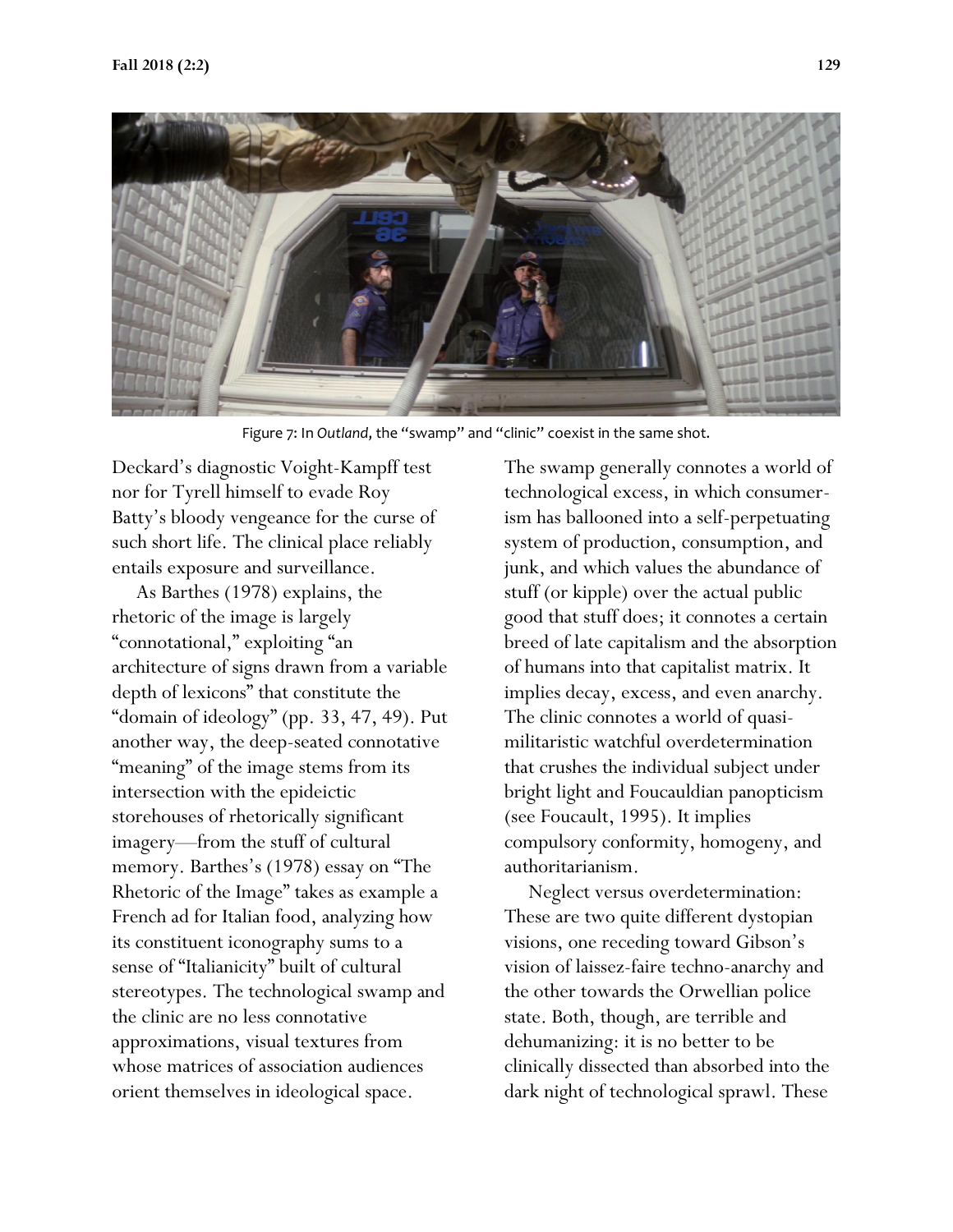Figure 7: In *Outland*, the "swamp" and "clinic" coexist in the same shot.

Deckard's diagnostic Voight-Kampff test nor for Tyrell himself to evade Roy Batty's bloody vengeance for the curse of such short life. The clinical place reliably entails exposure and surveillance.

As Barthes (1978) explains, the rhetoric of the image is largely "connotational," exploiting "an architecture of signs drawn from a variable depth of lexicons" that constitute the "domain of ideology" (pp. 33, 47, 49). Put another way, the deep-seated connotative "meaning" of the image stems from its intersection with the epideictic storehouses of rhetorically significant imagery—from the stuff of cultural memory. Barthes's (1978) essay on "The Rhetoric of the Image" takes as example a French ad for Italian food, analyzing how its constituent iconography sums to a sense of "Italianicity" built of cultural stereotypes. The technological swamp and the clinic are no less connotative approximations, visual textures from whose matrices of association audiences orient themselves in ideological space.

The swamp generally connotes a world of technological excess, in which consumerism has ballooned into a self-perpetuating system of production, consumption, and junk, and which values the abundance of stuff (or kipple) over the actual public good that stuff does; it connotes a certain breed of late capitalism and the absorption of humans into that capitalist matrix. It implies decay, excess, and even anarchy. The clinic connotes a world of quasi-militaristic watchful overdetermination that crushes the individual subject under bright light and Foucauldian panopticism (see Foucault, 1995). It implies compulsory conformity, homogeny, and authoritarianism.

Neglect versus overdetermination: These are two quite different dystopian visions, one receding toward Gibson's vision of laissez-faire techno-anarchy and the other towards the Orwellian police state. Both, though, are terrible and dehumanizing: it is no better to be clinically dissected than absorbed into the dark night of technological sprawl. These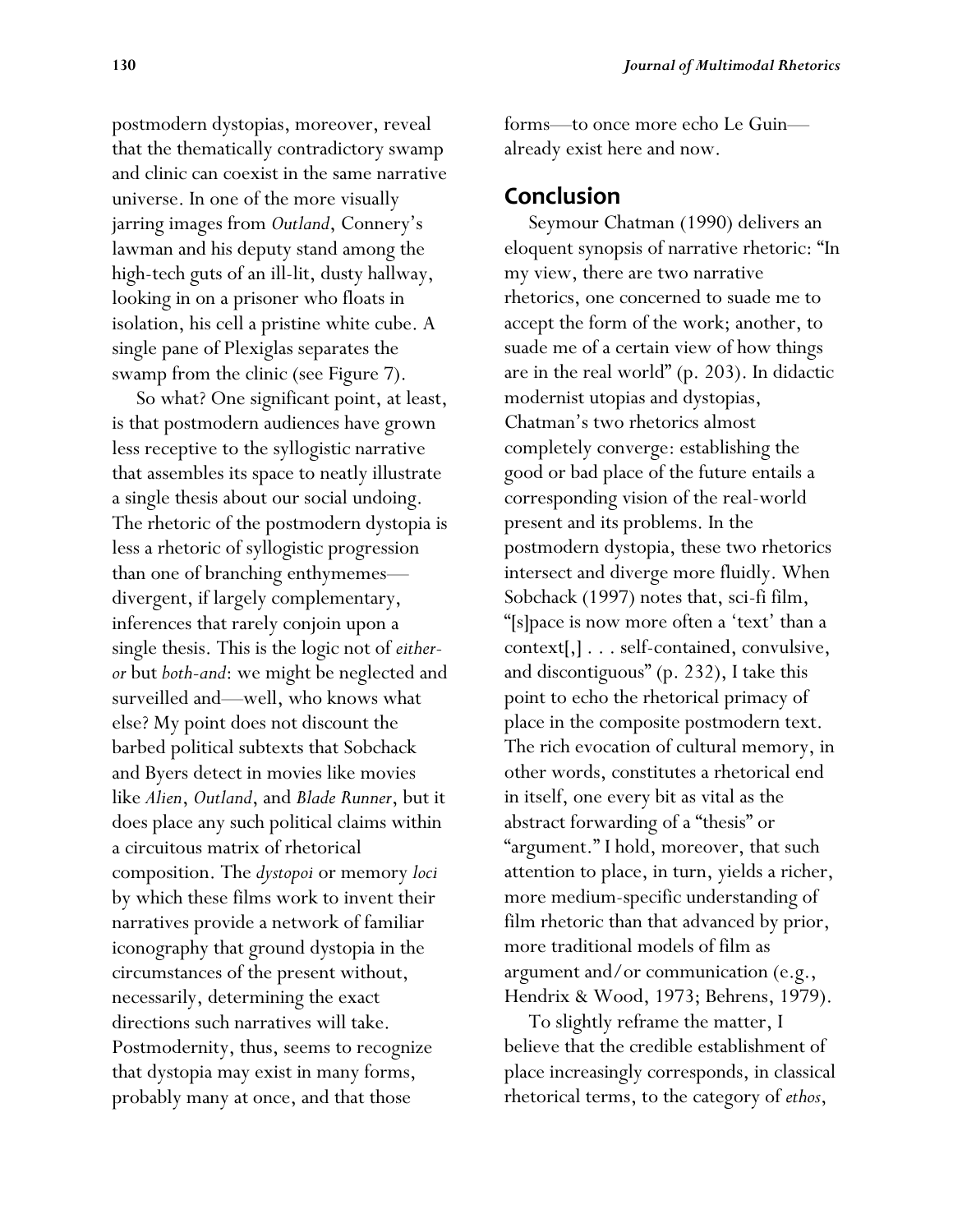postmodern dystopias, moreover, reveal that the thematically contradictory swamp and clinic can coexist in the same narrative universe. In one of the more visually jarring images from *Outland*, Connery's lawman and his deputy stand among the high-tech guts of an ill-lit, dusty hallway, looking in on a prisoner who floats in isolation, his cell a pristine white cube. A single pane of Plexiglas separates the swamp from the clinic (see Figure 7).

So what? One significant point, at least, is that postmodern audiences have grown less receptive to the syllogistic narrative that assembles its space to neatly illustrate a single thesis about our social undoing. The rhetoric of the postmodern dystopia is less a rhetoric of syllogistic progression than one of branching enthymemes—divergent, if largely complementary, inferences that rarely conjoin upon a single thesis. This is the logic not of *either-or* but *both-and*: we might be neglected and surveilled and—well, who knows what else? My point does not discount the barbed political subtexts that Sobchack and Byers detect in movies like movies like *Alien*, *Outland*, and *Blade Runner*, but it does place any such political claims within a circuitous matrix of rhetorical composition. The *dystopoi* or memory *loci* by which these films work to invent their narratives provide a network of familiar iconography that ground dystopia in the circumstances of the present without, necessarily, determining the exact directions such narratives will take. Postmodernity, thus, seems to recognize that dystopia may exist in many forms, probably many at once, and that those forms—to once more echo Le Guin—already exist here and now.

## Conclusion

Seymour Chatman (1990) delivers an eloquent synopsis of narrative rhetoric: "In my view, there are two narrative rhetorics, one concerned to suade me to accept the form of the work; another, to suade me of a certain view of how things are in the real world" (p. 203). In didactic modernist utopias and dystopias, Chatman's two rhetorics almost completely converge: establishing the good or bad place of the future entails a corresponding vision of the real-world present and its problems. In the postmodern dystopia, these two rhetorics intersect and diverge more fluidly. When Sobchack (1997) notes that, sci-fi film, "[s]pace is now more often a 'text' than a context[,] . . . self-contained, convulsive, and discontiguous" (p. 232), I take this point to echo the rhetorical primacy of place in the composite postmodern text. The rich evocation of cultural memory, in other words, constitutes a rhetorical end in itself, one every bit as vital as the abstract forwarding of a "thesis" or "argument." I hold, moreover, that such attention to place, in turn, yields a richer, more medium-specific understanding of film rhetoric than that advanced by prior, more traditional models of film as argument and/or communication (e.g., Hendrix & Wood, 1973; Behrens, 1979).

To slightly reframe the matter, I believe that the credible establishment of place increasingly corresponds, in classical rhetorical terms, to the category of *ethos*,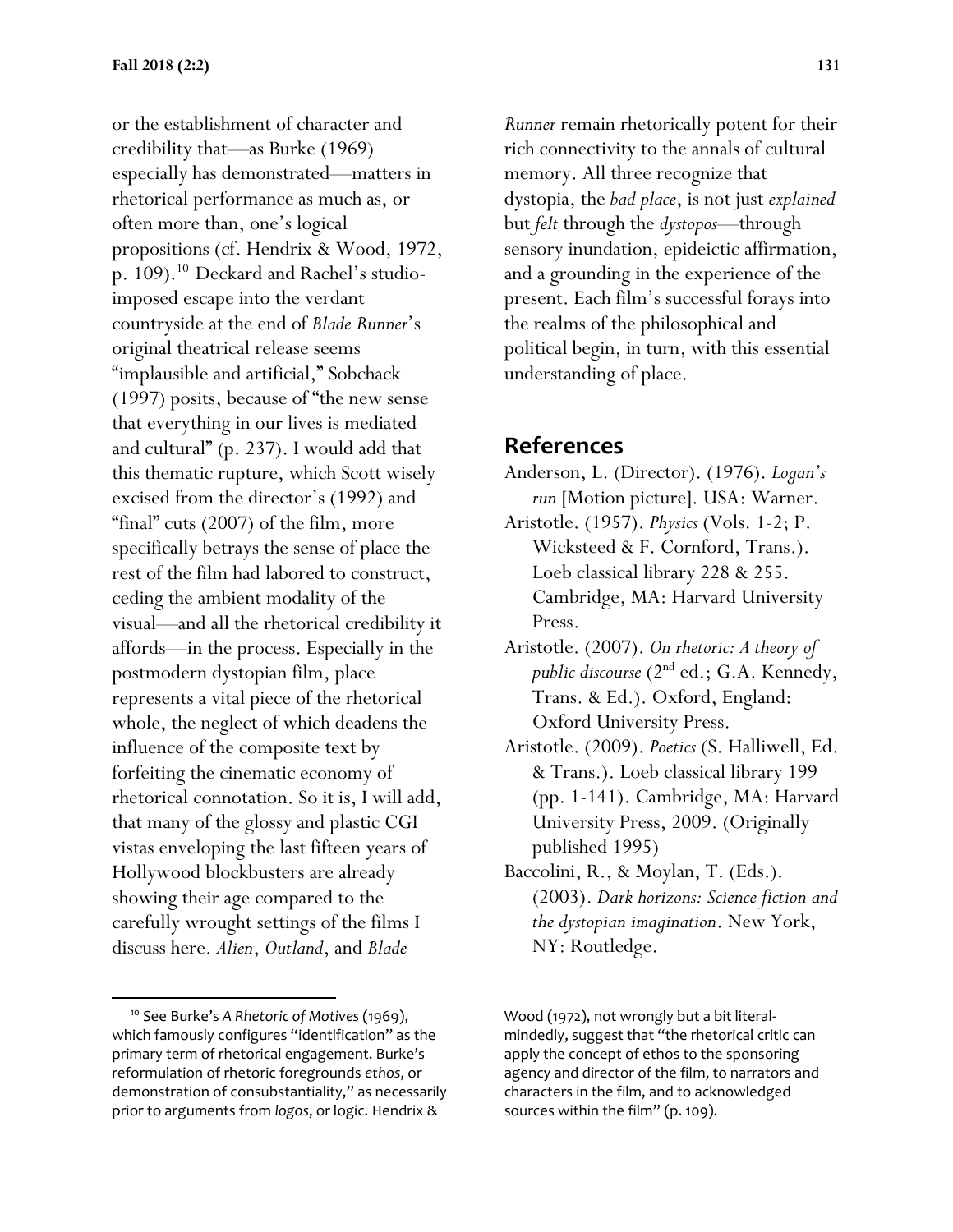or the establishment of character and credibility that—as Burke (1969) especially has demonstrated—matters in rhetorical performance as much as, or often more than, one's logical propositions (cf. Hendrix & Wood, 1972, p. 109).[10] Deckard and Rachel's studio-imposed escape into the verdant countryside at the end of *Blade Runner*'s original theatrical release seems "implausible and artificial," Sobchack (1997) posits, because of "the new sense that everything in our lives is mediated and cultural" (p. 237). I would add that this thematic rupture, which Scott wisely excised from the director's (1992) and "final" cuts (2007) of the film, more specifically betrays the sense of place the rest of the film had labored to construct, ceding the ambient modality of the visual—and all the rhetorical credibility it affords—in the process. Especially in the postmodern dystopian film, place represents a vital piece of the rhetorical whole, the neglect of which deadens the influence of the composite text by forfeiting the cinematic economy of rhetorical connotation. So it is, I will add, that many of the glossy and plastic CGI vistas enveloping the last fifteen years of Hollywood blockbusters are already showing their age compared to the carefully wrought settings of the films I discuss here. *Alien*, *Outland*, and *Blade Runner* remain rhetorically potent for their rich connectivity to the annals of cultural memory. All three recognize that dystopia, the *bad place*, is not just *explained* but *felt* through the *dystopos*—through sensory inundation, epideictic affirmation, and a grounding in the experience of the present. Each film's successful forays into the realms of the philosophical and political begin, in turn, with this essential understanding of place.

## References

Anderson, L. (Director). (1976). *Logan's run* [Motion picture]. USA: Warner.

Aristotle. (1957). *Physics* (Vols. 1-2; P. Wicksteed & F. Cornford, Trans.). Loeb classical library 228 & 255. Cambridge, MA: Harvard University Press.

Aristotle. (2007). *On rhetoric: A theory of public discourse* (2nd ed.; G.A. Kennedy, Trans. & Ed.). Oxford, England: Oxford University Press.

Aristotle. (2009). *Poetics* (S. Halliwell, Ed. & Trans.). Loeb classical library 199 (pp. 1-141). Cambridge, MA: Harvard University Press, 2009. (Originally published 1995)

Baccolini, R., & Moylan, T. (Eds.). (2003). *Dark horizons: Science fiction and the dystopian imagination*. New York, NY: Routledge.

[10] See Burke's *A Rhetoric of Motives* (1969), which famously configures "identification" as the primary term of rhetorical engagement. Burke's reformulation of rhetoric foregrounds *ethos*, or demonstration of consubstantiality," as necessarily prior to arguments from *logos*, or logic. Hendrix & Wood (1972), not wrongly but a bit literal-mindedly, suggest that "the rhetorical critic can apply the concept of ethos to the sponsoring agency and director of the film, to narrators and characters in the film, and to acknowledged sources within the film" (p. 109).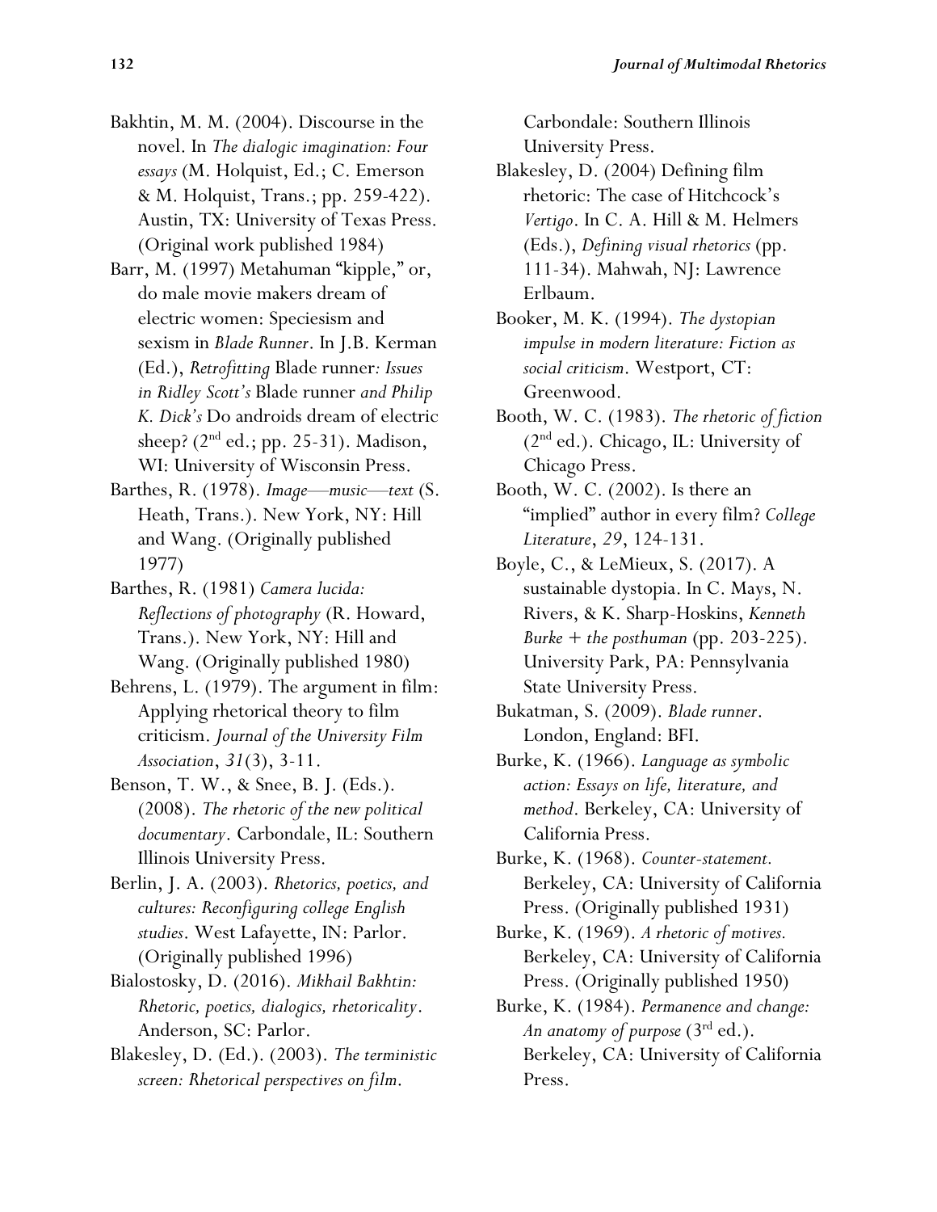Bakhtin, M. M. (2004). Discourse in the novel. In *The dialogic imagination: Four essays* (M. Holquist, Ed.; C. Emerson & M. Holquist, Trans.; pp. 259-422). Austin, TX: University of Texas Press. (Original work published 1984)

Barr, M. (1997) Metahuman "kipple," or, do male movie makers dream of electric women: Speciesism and sexism in *Blade Runner*. In J.B. Kerman (Ed.), *Retrofitting* Blade runner*: Issues in Ridley Scott's* Blade runner *and Philip K. Dick's* Do androids dream of electric sheep? (2nd ed.; pp. 25-31). Madison, WI: University of Wisconsin Press.

Barthes, R. (1978). *Image—music—text* (S. Heath, Trans.). New York, NY: Hill and Wang. (Originally published 1977)

Barthes, R. (1981) *Camera lucida: Reflections of photography* (R. Howard, Trans.). New York, NY: Hill and Wang. (Originally published 1980)

Behrens, L. (1979). The argument in film: Applying rhetorical theory to film criticism. *Journal of the University Film Association*, *31*(3), 3-11.

Benson, T. W., & Snee, B. J. (Eds.). (2008). *The rhetoric of the new political documentary*. Carbondale, IL: Southern Illinois University Press.

Berlin, J. A. (2003). *Rhetorics, poetics, and cultures: Reconfiguring college English studies*. West Lafayette, IN: Parlor. (Originally published 1996)

Bialostosky, D. (2016). *Mikhail Bakhtin: Rhetoric, poetics, dialogics, rhetoricality*. Anderson, SC: Parlor.

Blakesley, D. (Ed.). (2003). *The terministic screen: Rhetorical perspectives on film*. Carbondale: Southern Illinois University Press.

Blakesley, D. (2004) Defining film rhetoric: The case of Hitchcock's *Vertigo*. In C. A. Hill & M. Helmers (Eds.), *Defining visual rhetorics* (pp. 111-34). Mahwah, NJ: Lawrence Erlbaum.

Booker, M. K. (1994). *The dystopian impulse in modern literature: Fiction as social criticism*. Westport, CT: Greenwood.

Booth, W. C. (1983). *The rhetoric of fiction* (2nd ed.). Chicago, IL: University of Chicago Press.

Booth, W. C. (2002). Is there an "implied" author in every film? *College Literature*, *29*, 124-131.

Boyle, C., & LeMieux, S. (2017). A sustainable dystopia. In C. Mays, N. Rivers, & K. Sharp-Hoskins, *Kenneth Burke + the posthuman* (pp. 203-225). University Park, PA: Pennsylvania State University Press.

Bukatman, S. (2009). *Blade runner*. London, England: BFI.

Burke, K. (1966). *Language as symbolic action: Essays on life, literature, and method*. Berkeley, CA: University of California Press.

Burke, K. (1968). *Counter-statement.* Berkeley, CA: University of California Press. (Originally published 1931)

Burke, K. (1969). *A rhetoric of motives.* Berkeley, CA: University of California Press. (Originally published 1950)

Burke, K. (1984). *Permanence and change: An anatomy of purpose* (3rd ed.). Berkeley, CA: University of California Press.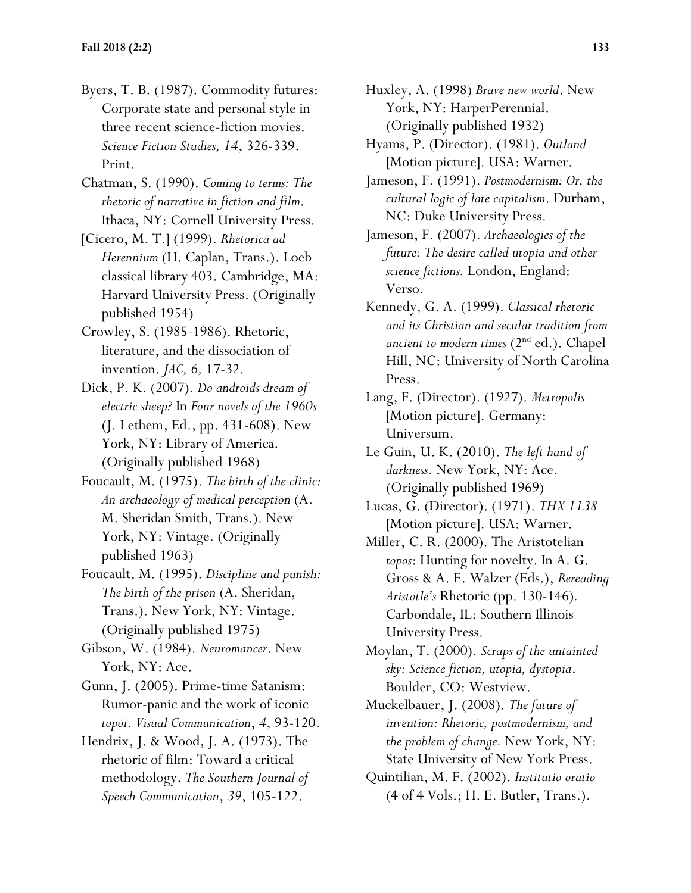Byers, T. B. (1987). Commodity futures: Corporate state and personal style in three recent science-fiction movies. *Science Fiction Studies, 14*, 326-339. Print.

Chatman, S. (1990). *Coming to terms: The rhetoric of narrative in fiction and film*. Ithaca, NY: Cornell University Press.

[Cicero, M. T.] (1999). *Rhetorica ad Herennium* (H. Caplan, Trans.). Loeb classical library 403. Cambridge, MA: Harvard University Press. (Originally published 1954)

Crowley, S. (1985-1986). Rhetoric, literature, and the dissociation of invention. *JAC, 6,* 17-32.

Dick, P. K. (2007). *Do androids dream of electric sheep?* In *Four novels of the 1960s* (J. Lethem, Ed., pp. 431-608). New York, NY: Library of America. (Originally published 1968)

Foucault, M. (1975). *The birth of the clinic: An archaeology of medical perception* (A. M. Sheridan Smith, Trans.). New York, NY: Vintage. (Originally published 1963)

Foucault, M. (1995). *Discipline and punish: The birth of the prison* (A. Sheridan, Trans.). New York, NY: Vintage. (Originally published 1975)

Gibson, W. (1984). *Neuromancer*. New York, NY: Ace.

Gunn, J. (2005). Prime-time Satanism: Rumor-panic and the work of iconic *topoi*. *Visual Communication*, *4*, 93-120.

Hendrix, J. & Wood, J. A. (1973). The rhetoric of film: Toward a critical methodology. *The Southern Journal of Speech Communication*, *39*, 105-122.

Huxley, A. (1998) *Brave new world*. New York, NY: HarperPerennial. (Originally published 1932)

Hyams, P. (Director). (1981). *Outland* [Motion picture]. USA: Warner.

Jameson, F. (1991). *Postmodernism: Or, the cultural logic of late capitalism*. Durham, NC: Duke University Press.

Jameson, F. (2007). *Archaeologies of the future: The desire called utopia and other science fictions.* London, England: Verso.

Kennedy, G. A. (1999). *Classical rhetoric and its Christian and secular tradition from ancient to modern times* (2nd ed.). Chapel Hill, NC: University of North Carolina Press.

Lang, F. (Director). (1927). *Metropolis* [Motion picture]. Germany: Universum.

Le Guin, U. K. (2010). *The left hand of darkness*. New York, NY: Ace. (Originally published 1969)

Lucas, G. (Director). (1971). *THX 1138* [Motion picture]. USA: Warner.

Miller, C. R. (2000). The Aristotelian *topos*: Hunting for novelty. In A. G. Gross & A. E. Walzer (Eds.), *Rereading Aristotle's* Rhetoric (pp. 130-146). Carbondale, IL: Southern Illinois University Press.

Moylan, T. (2000). *Scraps of the untainted sky: Science fiction, utopia, dystopia*. Boulder, CO: Westview.

Muckelbauer, J. (2008). *The future of invention: Rhetoric, postmodernism, and the problem of change.* New York, NY: State University of New York Press.

Quintilian, M. F. (2002). *Institutio oratio* (4 of 4 Vols.; H. E. Butler, Trans.).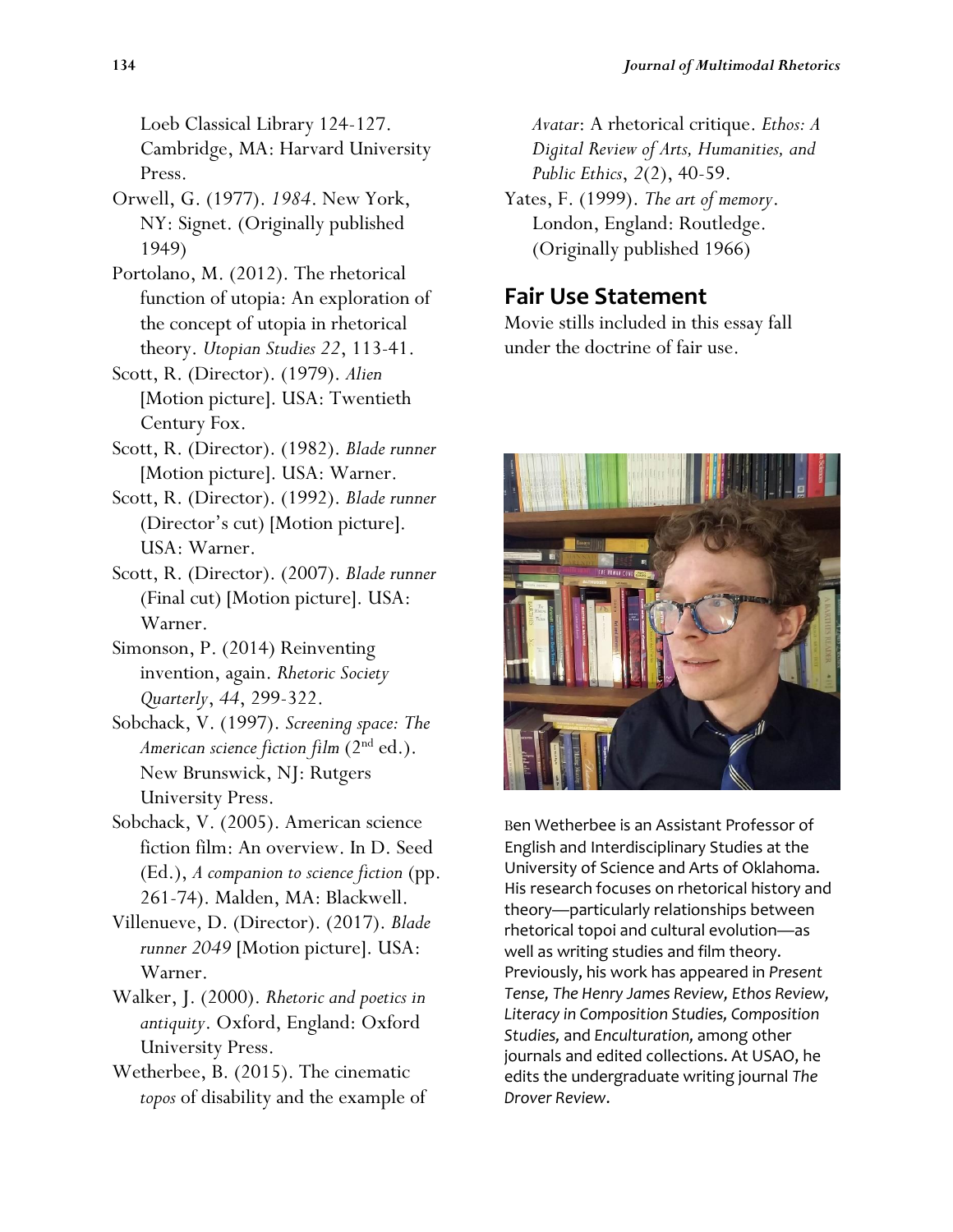Loeb Classical Library 124-127. Cambridge, MA: Harvard University Press.

Orwell, G. (1977). *1984*. New York, NY: Signet. (Originally published 1949)

Portolano, M. (2012). The rhetorical function of utopia: An exploration of the concept of utopia in rhetorical theory. *Utopian Studies 22*, 113-41.

Scott, R. (Director). (1979). *Alien* [Motion picture]. USA: Twentieth Century Fox.

Scott, R. (Director). (1982). *Blade runner* [Motion picture]. USA: Warner.

Scott, R. (Director). (1992). *Blade runner* (Director's cut) [Motion picture]. USA: Warner.

Scott, R. (Director). (2007). *Blade runner* (Final cut) [Motion picture]. USA: Warner.

Simonson, P. (2014) Reinventing invention, again. *Rhetoric Society Quarterly*, *44*, 299-322.

Sobchack, V. (1997). *Screening space: The American science fiction film* (2nd ed.). New Brunswick, NJ: Rutgers University Press.

Sobchack, V. (2005). American science fiction film: An overview. In D. Seed (Ed.), *A companion to science fiction* (pp. 261-74). Malden, MA: Blackwell.

Villenueve, D. (Director). (2017). *Blade runner 2049* [Motion picture]. USA: Warner.

Walker, J. (2000). *Rhetoric and poetics in antiquity*. Oxford, England: Oxford University Press.

Wetherbee, B. (2015). The cinematic *topos* of disability and the example of *Avatar*: A rhetorical critique. *Ethos: A Digital Review of Arts, Humanities, and Public Ethics*, *2*(2), 40-59.

Yates, F. (1999). *The art of memory*. London, England: Routledge. (Originally published 1966)

## Fair Use Statement

Movie stills included in this essay fall under the doctrine of fair use.

Ben Wetherbee is an Assistant Professor of English and Interdisciplinary Studies at the University of Science and Arts of Oklahoma. His research focuses on rhetorical history and theory—particularly relationships between rhetorical topoi and cultural evolution—as well as writing studies and film theory. Previously, his work has appeared in *Present Tense, The Henry James Review, Ethos Review, Literacy in Composition Studies, Composition Studies,* and *Enculturation,* among other journals and edited collections. At USAO, he edits the undergraduate writing journal *The Drover Review*.